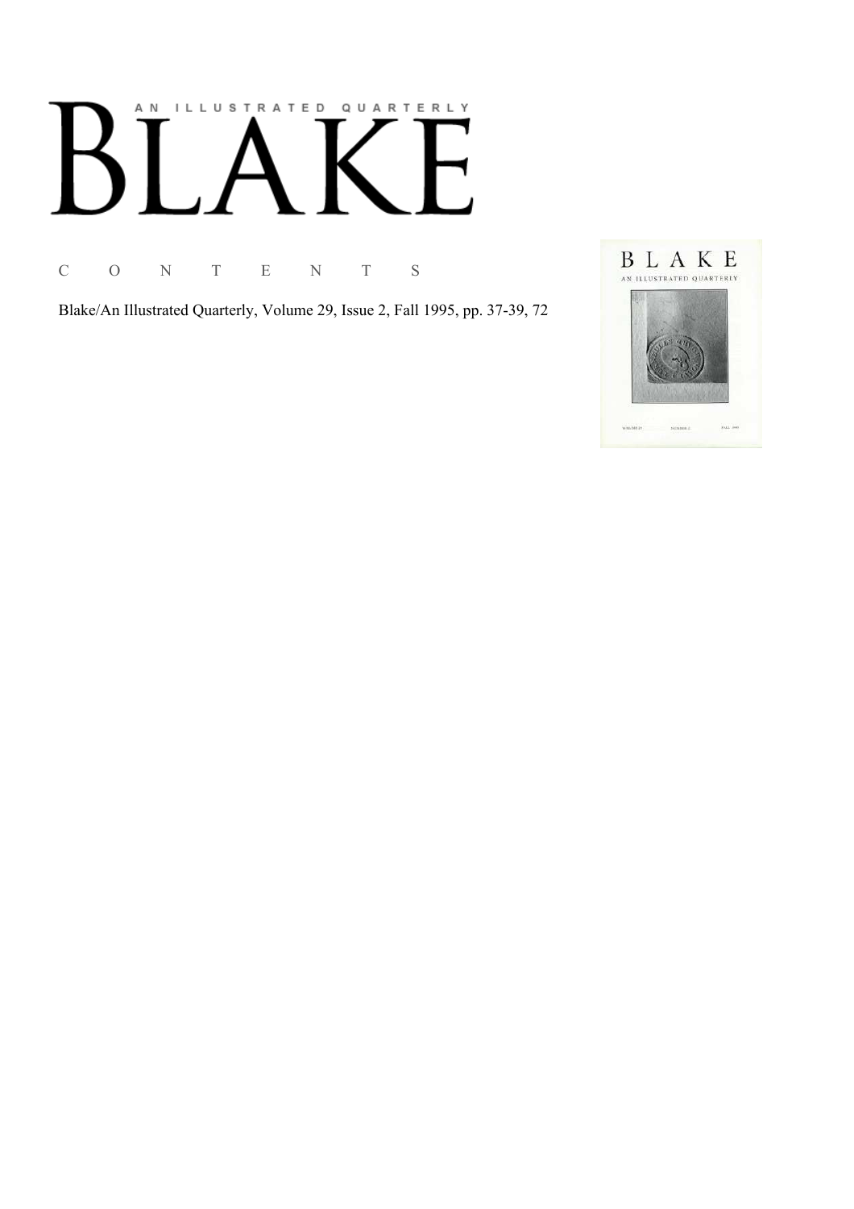AN ILLUSTRATED QUARTERLY

# BLAKE

C O N T E N T S

Blake/An Illustrated Quarterly, Volume 29, Issue 2, Fall 1995, pp. 37-39, 72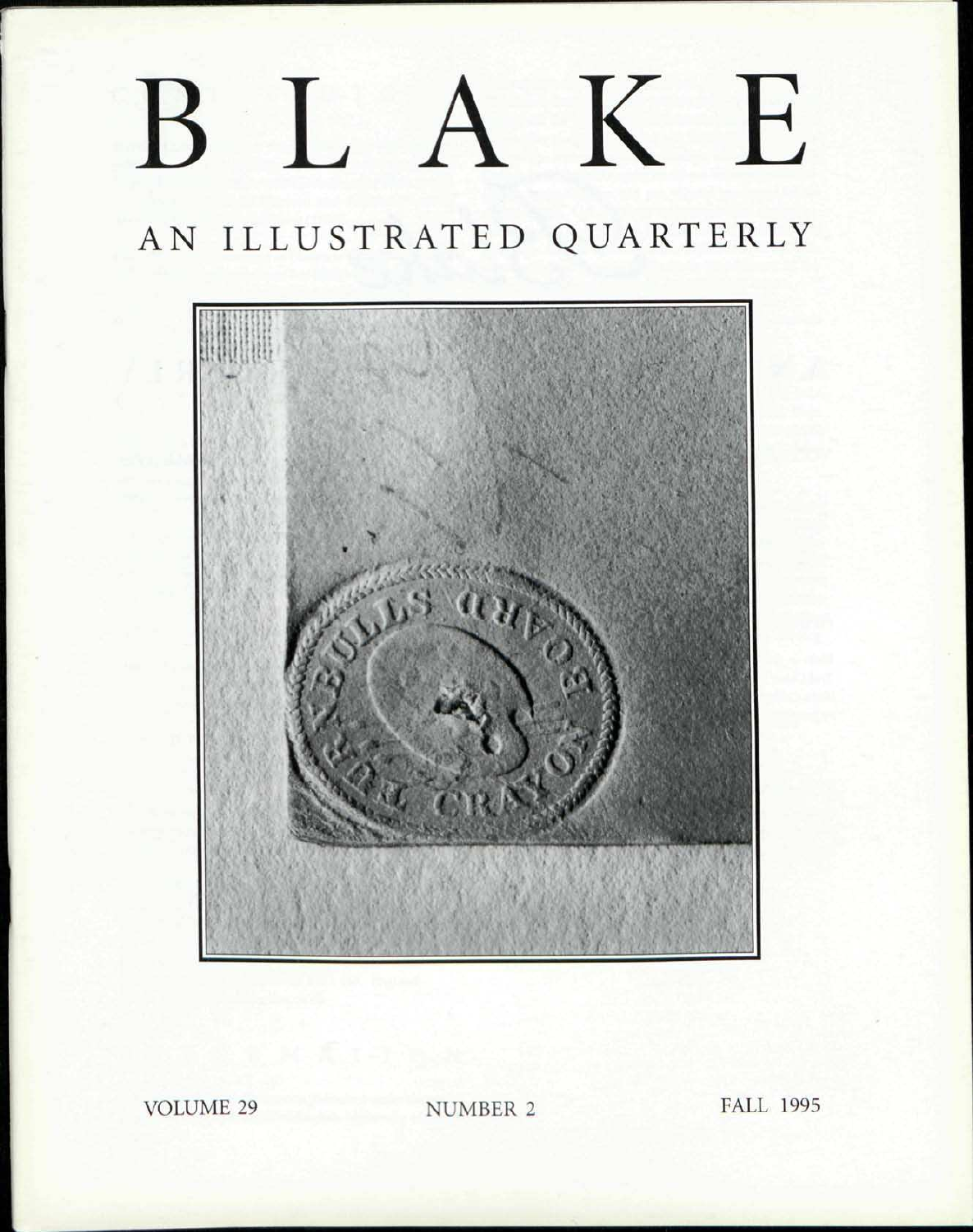# BLAKE

## AN ILLUSTRATED QUARTERLY

VOLUME 29　　NUMBER 2　　FALL 1995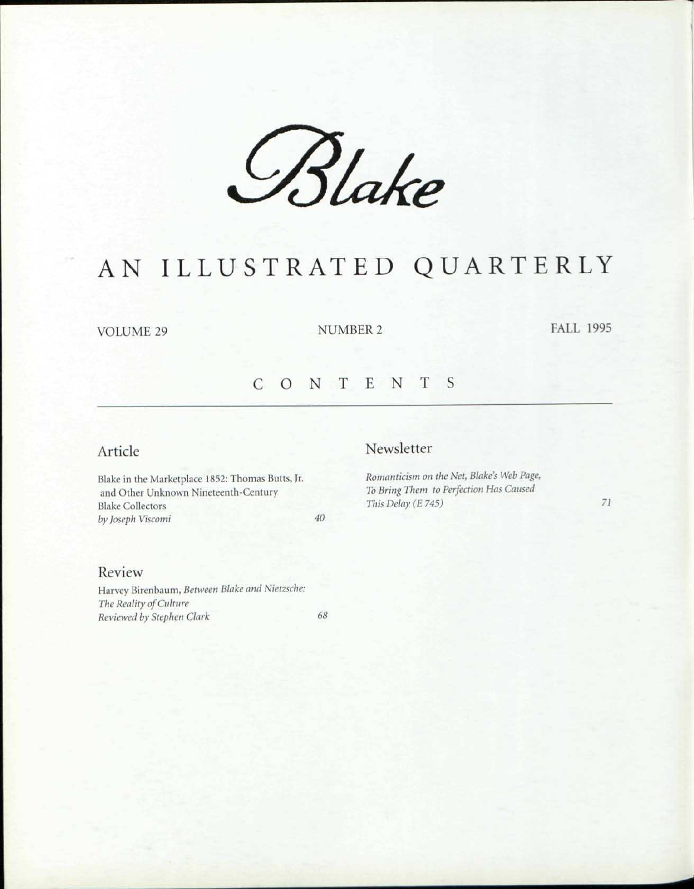# *Blake*

# AN ILLUSTRATED QUARTERLY

VOLUME 29 NUMBER 2 FALL 1995

## CONTENTS

### Article

Blake in the Marketplace 1852: Thomas Butts, Jr. and Other Unknown Nineteenth-Century Blake Collectors
*by Joseph Viscomi* 40

### Review

Harvey Birenbaum, *Between Blake and Nietzsche: The Reality of Culture*
*Reviewed by Stephen Clark* 68

### Newsletter

*Romanticism on the Net, Blake's Web Page, To Bring Them to Perfection Has Caused This Delay (E 745)* 71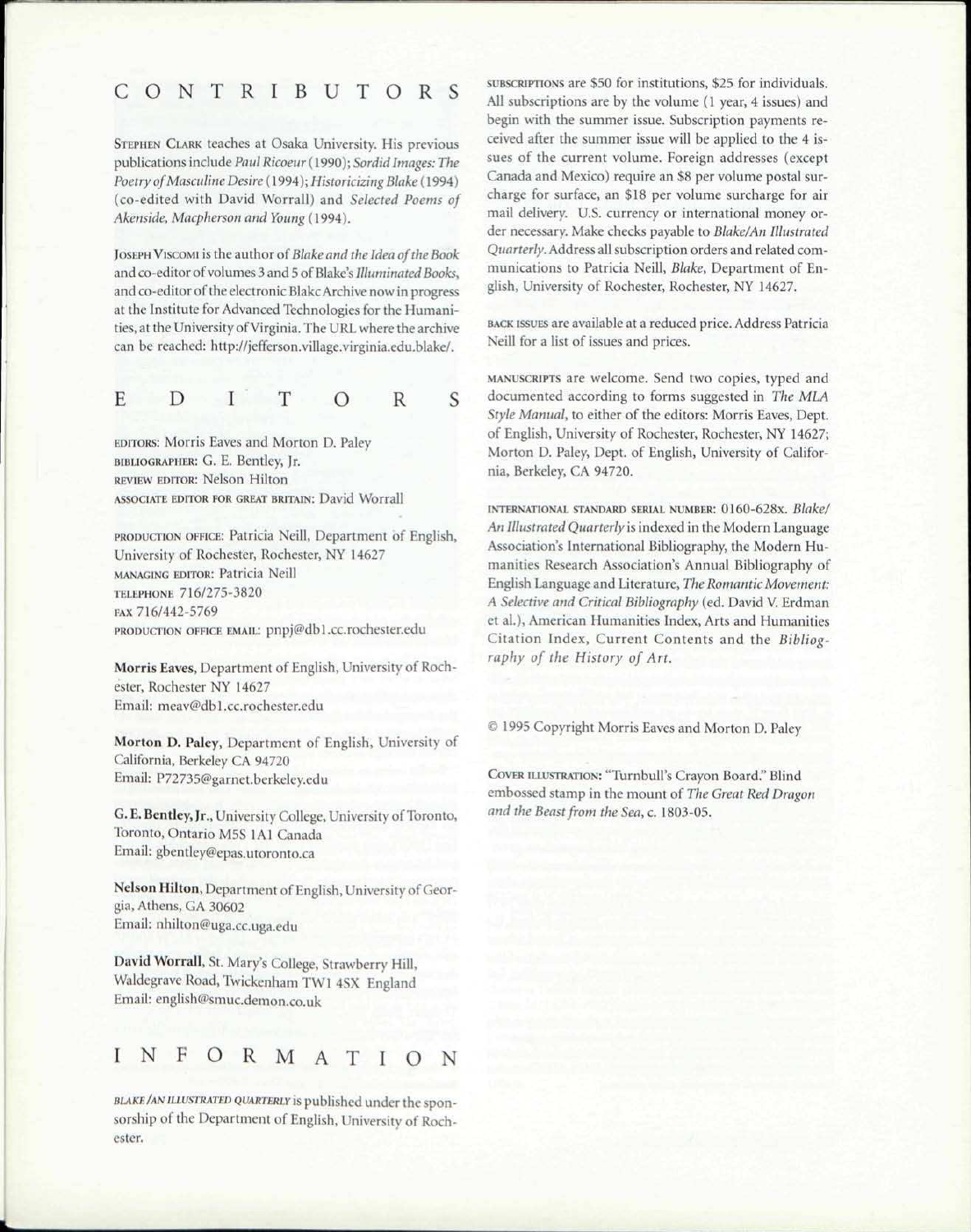# CONTRIBUTORS

STEPHEN CLARK teaches at Osaka University. His previous publications include *Paul Ricoeur* (1990); *Sordid Images: The Poetry of Masculine Desire* (1994); *Historicizing Blake* (1994) (co-edited with David Worrall) and *Selected Poems of Akenside, Macpherson and Young* (1994).

JOSEPH VISCOMI is the author of *Blake and the Idea of the Book* and co-editor of volumes 3 and 5 of Blake's *Illuminated Books*, and co-editor of the electronic Blake Archive now in progress at the Institute for Advanced Technologies for the Humanities, at the University of Virginia. The URL where the archive can be reached: http://jefferson.village.virginia.edu.blake/.

# EDITORS

EDITORS: Morris Eaves and Morton D. Paley
BIBLIOGRAPHER: G. E. Bentley, Jr.
REVIEW EDITOR: Nelson Hilton
ASSOCIATE EDITOR FOR GREAT BRITAIN: David Worrall

PRODUCTION OFFICE: Patricia Neill, Department of English, University of Rochester, Rochester, NY 14627
MANAGING EDITOR: Patricia Neill
TELEPHONE 716/275-3820
FAX 716/442-5769
PRODUCTION OFFICE EMAIL: pnpj@db1.cc.rochester.edu

**Morris Eaves**, Department of English, University of Rochester, Rochester NY 14627
Email: meav@db1.cc.rochester.edu

**Morton D. Paley**, Department of English, University of California, Berkeley CA 94720
Email: P72735@garnet.berkeley.edu

**G. E. Bentley, Jr.**, University College, University of Toronto, Toronto, Ontario M5S 1A1 Canada
Email: gbentley@epas.utoronto.ca

**Nelson Hilton**, Department of English, University of Georgia, Athens, GA 30602
Email: nhilton@uga.cc.uga.edu

**David Worrall**, St. Mary's College, Strawberry Hill, Waldegrave Road, Twickenham TW1 4SX England
Email: english@smuc.demon.co.uk

# INFORMATION

*BLAKE/AN ILLUSTRATED QUARTERLY* is published under the sponsorship of the Department of English, University of Rochester.

SUBSCRIPTIONS are $50 for institutions, $25 for individuals. All subscriptions are by the volume (1 year, 4 issues) and begin with the summer issue. Subscription payments received after the summer issue will be applied to the 4 issues of the current volume. Foreign addresses (except Canada and Mexico) require an $8 per volume postal surcharge for surface, an $18 per volume surcharge for air mail delivery. U.S. currency or international money order necessary. Make checks payable to *Blake/An Illustrated Quarterly*. Address all subscription orders and related communications to Patricia Neill, *Blake*, Department of English, University of Rochester, Rochester, NY 14627.

BACK ISSUES are available at a reduced price. Address Patricia Neill for a list of issues and prices.

MANUSCRIPTS are welcome. Send two copies, typed and documented according to forms suggested in *The MLA Style Manual*, to either of the editors: Morris Eaves, Dept. of English, University of Rochester, Rochester, NY 14627; Morton D. Paley, Dept. of English, University of California, Berkeley, CA 94720.

INTERNATIONAL STANDARD SERIAL NUMBER: 0160-628x. *Blake/An Illustrated Quarterly* is indexed in the Modern Language Association's International Bibliography, the Modern Humanities Research Association's Annual Bibliography of English Language and Literature, *The Romantic Movement: A Selective and Critical Bibliography* (ed. David V. Erdman et al.), American Humanities Index, Arts and Humanities Citation Index, Current Contents and the *Bibliography of the History of Art*.

© 1995 Copyright Morris Eaves and Morton D. Paley

COVER ILLUSTRATION: "Turnbull's Crayon Board." Blind embossed stamp in the mount of *The Great Red Dragon and the Beast from the Sea*, c. 1803-05.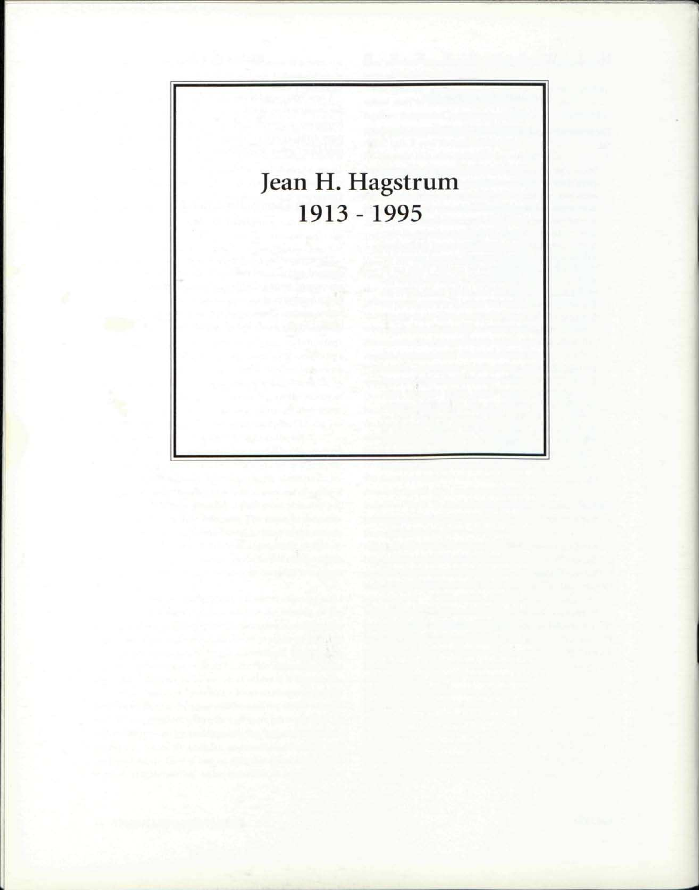# Jean H. Hagstrum
## 1913 - 1995